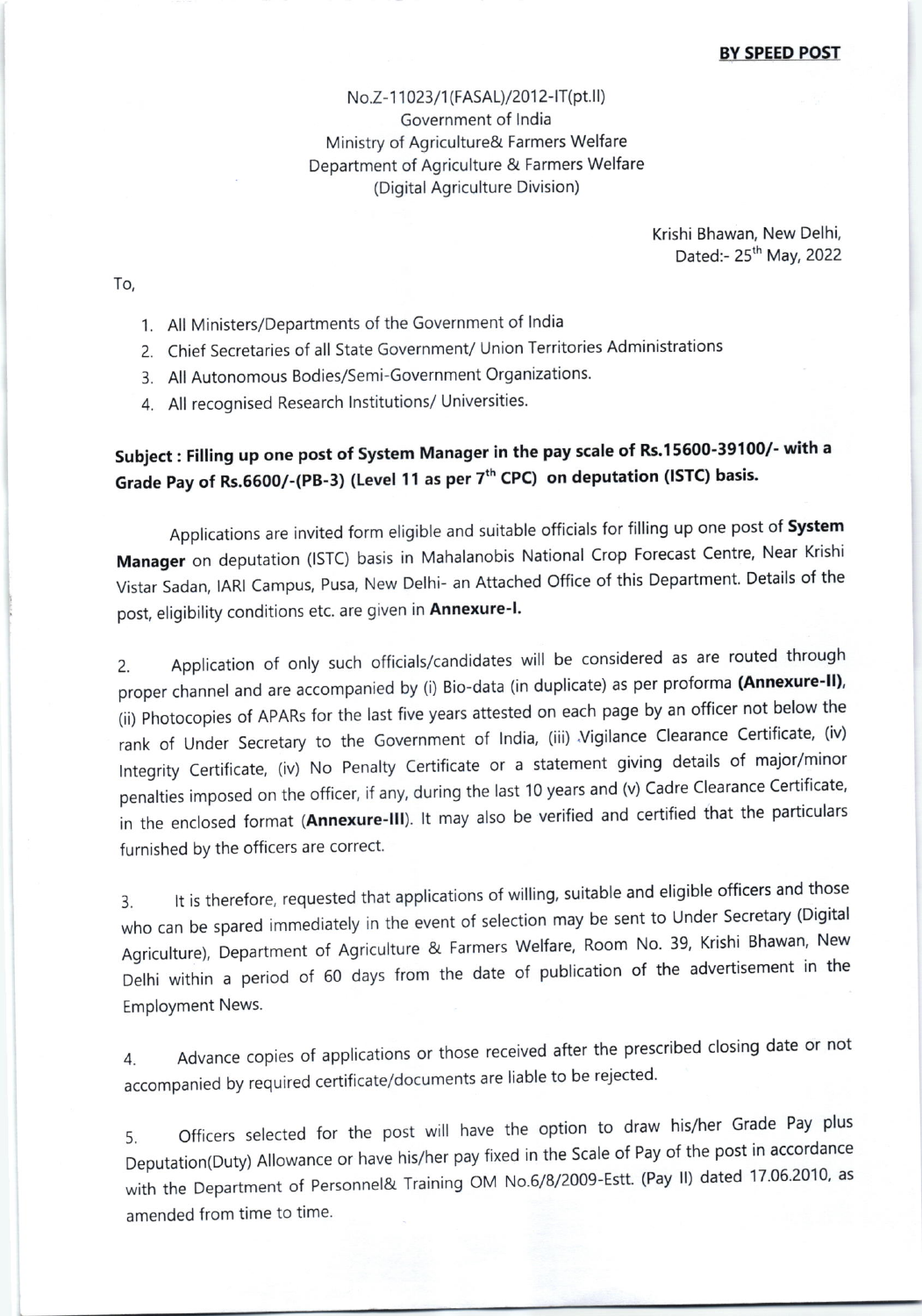**BY SPEED POST**

No.Z-11023/1(FASAL)/2012-IT(pt.II)
Government of India
Ministry of Agriculture& Farmers Welfare
Department of Agriculture & Farmers Welfare
(Digital Agriculture Division)

Krishi Bhawan, New Delhi,
Dated:- 25th May, 2022

To,

1. All Ministers/Departments of the Government of India
2. Chief Secretaries of all State Government/ Union Territories Administrations
3. All Autonomous Bodies/Semi-Government Organizations.
4. All recognised Research Institutions/ Universities.

**Subject : Filling up one post of System Manager in the pay scale of Rs.15600-39100/- with a Grade Pay of Rs.6600/-(PB-3) (Level 11 as per 7th CPC) on deputation (ISTC) basis.**

Applications are invited form eligible and suitable officials for filling up one post of **System Manager** on deputation (ISTC) basis in Mahalanobis National Crop Forecast Centre, Near Krishi Vistar Sadan, IARI Campus, Pusa, New Delhi- an Attached Office of this Department. Details of the post, eligibility conditions etc. are given in **Annexure-I.**

2. Application of only such officials/candidates will be considered as are routed through proper channel and are accompanied by (i) Bio-data (in duplicate) as per proforma **(Annexure-II)**, (ii) Photocopies of APARs for the last five years attested on each page by an officer not below the rank of Under Secretary to the Government of India, (iii) Vigilance Clearance Certificate, (iv) Integrity Certificate, (iv) No Penalty Certificate or a statement giving details of major/minor penalties imposed on the officer, if any, during the last 10 years and (v) Cadre Clearance Certificate, in the enclosed format (**Annexure-III**). It may also be verified and certified that the particulars furnished by the officers are correct.

3. It is therefore, requested that applications of willing, suitable and eligible officers and those who can be spared immediately in the event of selection may be sent to Under Secretary (Digital Agriculture), Department of Agriculture & Farmers Welfare, Room No. 39, Krishi Bhawan, New Delhi within a period of 60 days from the date of publication of the advertisement in the Employment News.

4. Advance copies of applications or those received after the prescribed closing date or not accompanied by required certificate/documents are liable to be rejected.

5. Officers selected for the post will have the option to draw his/her Grade Pay plus Deputation(Duty) Allowance or have his/her pay fixed in the Scale of Pay of the post in accordance with the Department of Personnel& Training OM No.6/8/2009-Estt. (Pay II) dated 17.06.2010, as amended from time to time.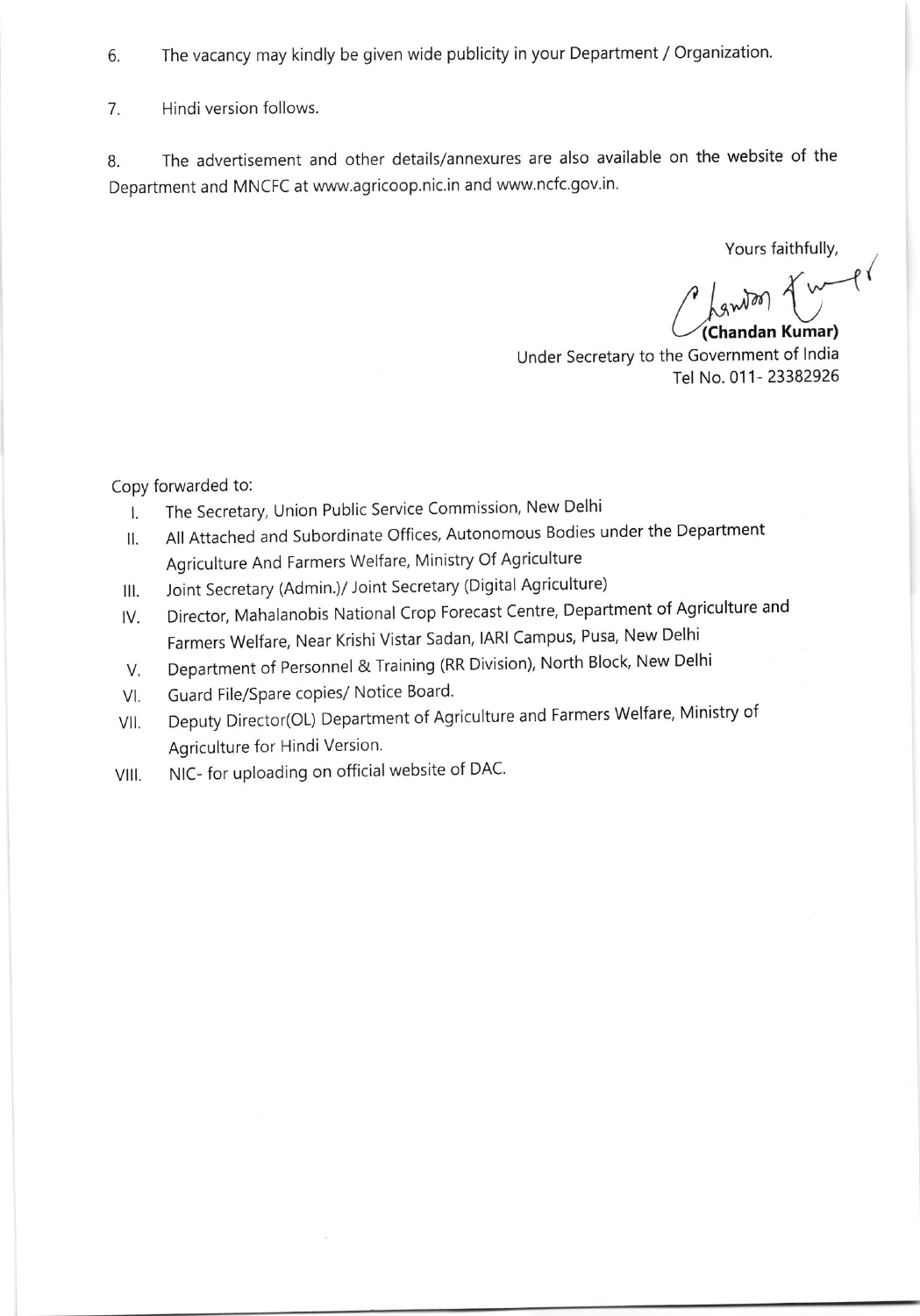6. The vacancy may kindly be given wide publicity in your Department / Organization.

7. Hindi version follows.

8. The advertisement and other details/annexures are also available on the website of the Department and MNCFC at www.agricoop.nic.in and www.ncfc.gov.in.

Yours faithfully,

**(Chandan Kumar)**
Under Secretary to the Government of India
Tel No. 011- 23382926

Copy forwarded to:

I. The Secretary, Union Public Service Commission, New Delhi
II. All Attached and Subordinate Offices, Autonomous Bodies under the Department Agriculture And Farmers Welfare, Ministry Of Agriculture
III. Joint Secretary (Admin.)/ Joint Secretary (Digital Agriculture)
IV. Director, Mahalanobis National Crop Forecast Centre, Department of Agriculture and Farmers Welfare, Near Krishi Vistar Sadan, IARI Campus, Pusa, New Delhi
V. Department of Personnel & Training (RR Division), North Block, New Delhi
VI. Guard File/Spare copies/ Notice Board.
VII. Deputy Director(OL) Department of Agriculture and Farmers Welfare, Ministry of Agriculture for Hindi Version.
VIII. NIC- for uploading on official website of DAC.